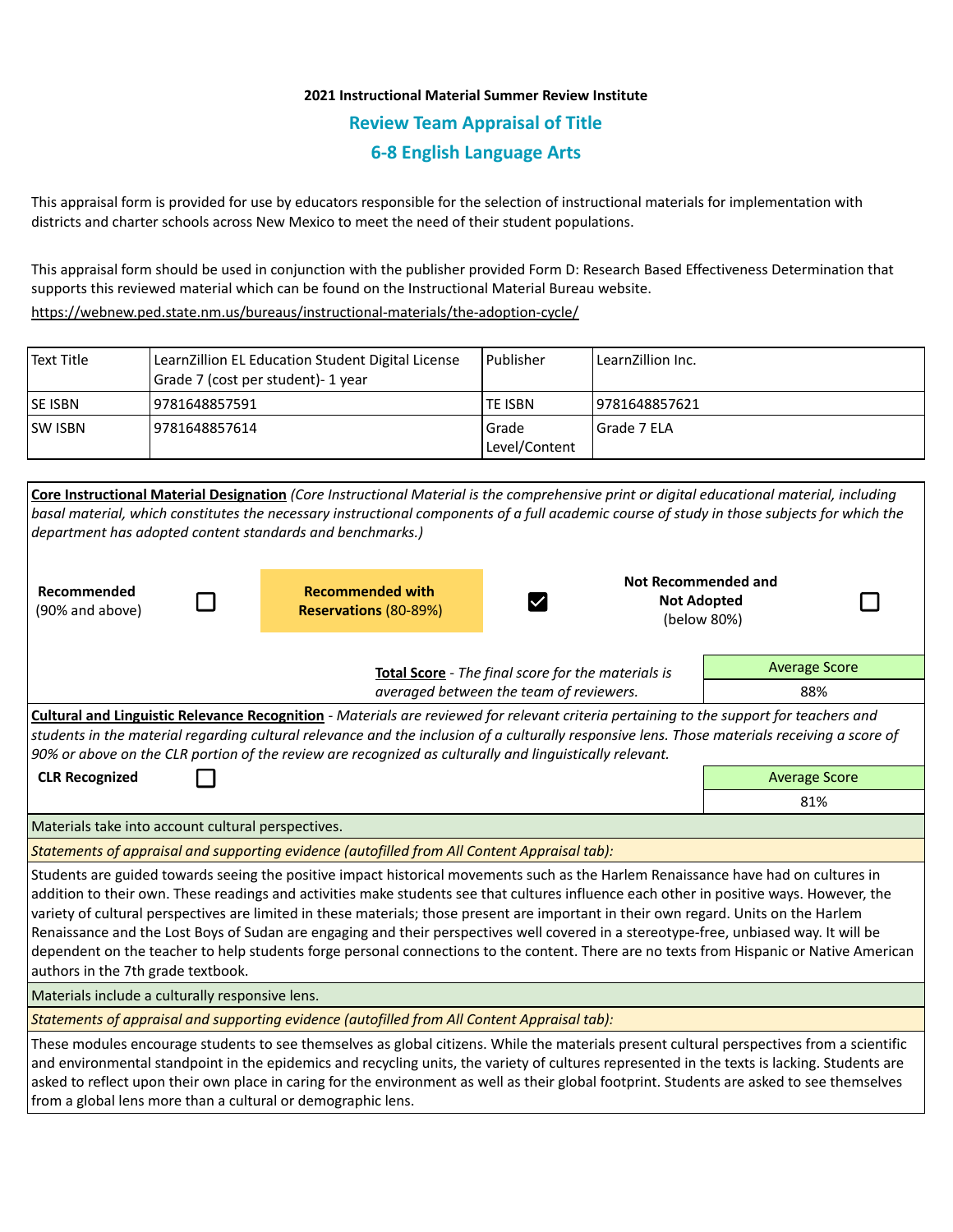**2021 Instructional Material Summer Review Institute**

## Review Team Appraisal of Title

## 6-8 English Language Arts

This appraisal form is provided for use by educators responsible for the selection of instructional materials for implementation with districts and charter schools across New Mexico to meet the need of their student populations.

This appraisal form should be used in conjunction with the publisher provided Form D: Research Based Effectiveness Determination that supports this reviewed material which can be found on the Instructional Material Bureau website.
https://webnew.ped.state.nm.us/bureaus/instructional-materials/the-adoption-cycle/

| Text Title | LearnZillion EL Education Student Digital License Grade 7 (cost per student)- 1 year | Publisher | LearnZillion Inc. |
|---|---|---|---|
| SE ISBN | 9781648857591 | TE ISBN | 9781648857621 |
| SW ISBN | 9781648857614 | Grade Level/Content | Grade 7 ELA |

**Core Instructional Material Designation** *(Core Instructional Material is the comprehensive print or digital educational material, including basal material, which constitutes the necessary instructional components of a full academic course of study in those subjects for which the department has adopted content standards and benchmarks.)*

| **Recommended** (90% and above) | ☐ | **Recommended with Reservations** (80-89%) | ☑ | **Not Recommended and Not Adopted** (below 80%) | ☐ |
|---|---|---|---|---|---|

**Total Score** - *The final score for the materials is averaged between the team of reviewers.*

| Average Score |
|---|
| 88% |

**Cultural and Linguistic Relevance Recognition** - *Materials are reviewed for relevant criteria pertaining to the support for teachers and students in the material regarding cultural relevance and the inclusion of a culturally responsive lens. Those materials receiving a score of 90% or above on the CLR portion of the review are recognized as culturally and linguistically relevant.*

**CLR Recognized** ☐

| Average Score |
|---|
| 81% |

Materials take into account cultural perspectives.

*Statements of appraisal and supporting evidence (autofilled from All Content Appraisal tab):*

Students are guided towards seeing the positive impact historical movements such as the Harlem Renaissance have had on cultures in addition to their own. These readings and activities make students see that cultures influence each other in positive ways. However, the variety of cultural perspectives are limited in these materials; those present are important in their own regard. Units on the Harlem Renaissance and the Lost Boys of Sudan are engaging and their perspectives well covered in a stereotype-free, unbiased way. It will be dependent on the teacher to help students forge personal connections to the content. There are no texts from Hispanic or Native American authors in the 7th grade textbook.

Materials include a culturally responsive lens.

*Statements of appraisal and supporting evidence (autofilled from All Content Appraisal tab):*

These modules encourage students to see themselves as global citizens. While the materials present cultural perspectives from a scientific and environmental standpoint in the epidemics and recycling units, the variety of cultures represented in the texts is lacking. Students are asked to reflect upon their own place in caring for the environment as well as their global footprint. Students are asked to see themselves from a global lens more than a cultural or demographic lens.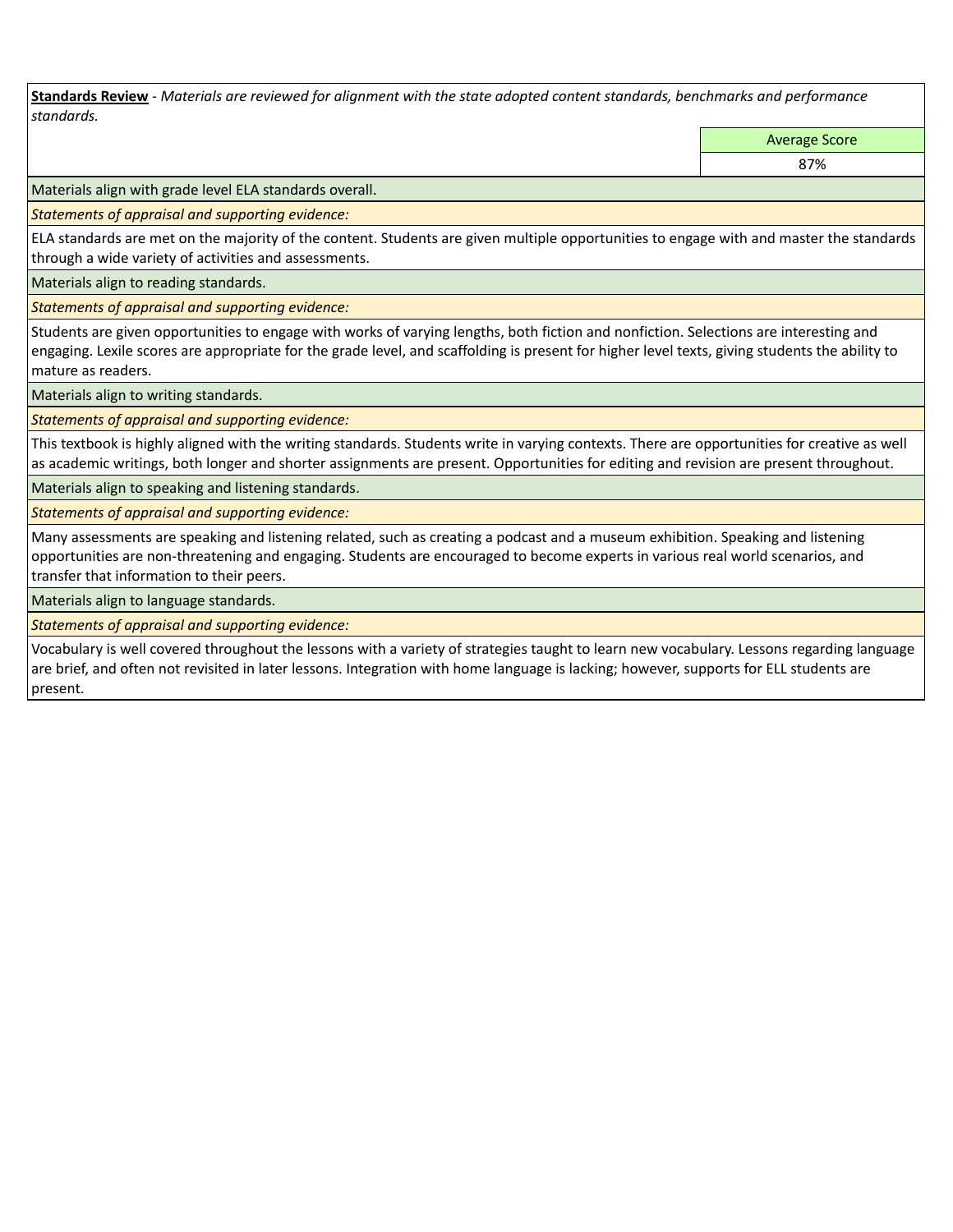**Standards Review** - *Materials are reviewed for alignment with the state adopted content standards, benchmarks and performance standards.*

| | Average Score |
|---|---|
| | 87% |

Materials align with grade level ELA standards overall.

*Statements of appraisal and supporting evidence:*

ELA standards are met on the majority of the content. Students are given multiple opportunities to engage with and master the standards through a wide variety of activities and assessments.

Materials align to reading standards.

*Statements of appraisal and supporting evidence:*

Students are given opportunities to engage with works of varying lengths, both fiction and nonfiction. Selections are interesting and engaging. Lexile scores are appropriate for the grade level, and scaffolding is present for higher level texts, giving students the ability to mature as readers.

Materials align to writing standards.

*Statements of appraisal and supporting evidence:*

This textbook is highly aligned with the writing standards. Students write in varying contexts. There are opportunities for creative as well as academic writings, both longer and shorter assignments are present. Opportunities for editing and revision are present throughout.

Materials align to speaking and listening standards.

*Statements of appraisal and supporting evidence:*

Many assessments are speaking and listening related, such as creating a podcast and a museum exhibition. Speaking and listening opportunities are non-threatening and engaging. Students are encouraged to become experts in various real world scenarios, and transfer that information to their peers.

Materials align to language standards.

*Statements of appraisal and supporting evidence:*

Vocabulary is well covered throughout the lessons with a variety of strategies taught to learn new vocabulary. Lessons regarding language are brief, and often not revisited in later lessons. Integration with home language is lacking; however, supports for ELL students are present.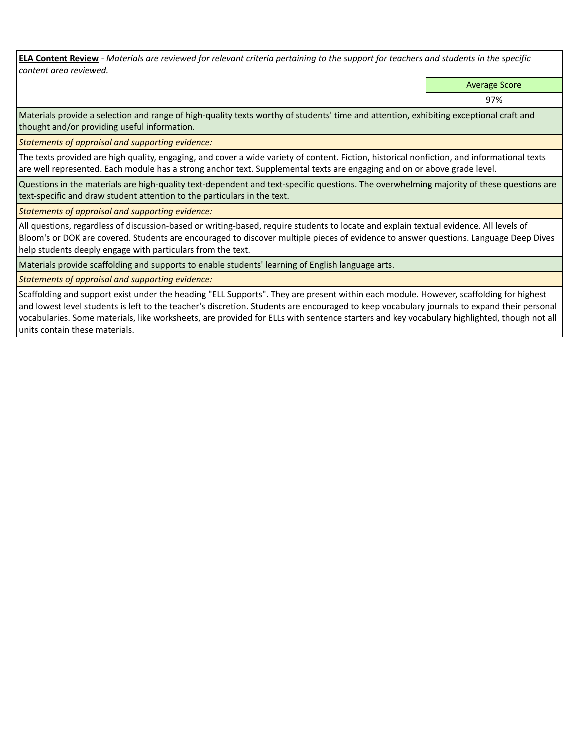**ELA Content Review** - *Materials are reviewed for relevant criteria pertaining to the support for teachers and students in the specific content area reviewed.*

| Average Score |
| --- |
| 97% |

Materials provide a selection and range of high-quality texts worthy of students' time and attention, exhibiting exceptional craft and thought and/or providing useful information.

*Statements of appraisal and supporting evidence:*

The texts provided are high quality, engaging, and cover a wide variety of content. Fiction, historical nonfiction, and informational texts are well represented. Each module has a strong anchor text. Supplemental texts are engaging and on or above grade level.

Questions in the materials are high-quality text-dependent and text-specific questions. The overwhelming majority of these questions are text-specific and draw student attention to the particulars in the text.

*Statements of appraisal and supporting evidence:*

All questions, regardless of discussion-based or writing-based, require students to locate and explain textual evidence. All levels of Bloom's or DOK are covered. Students are encouraged to discover multiple pieces of evidence to answer questions. Language Deep Dives help students deeply engage with particulars from the text.

Materials provide scaffolding and supports to enable students' learning of English language arts.

*Statements of appraisal and supporting evidence:*

Scaffolding and support exist under the heading "ELL Supports". They are present within each module. However, scaffolding for highest and lowest level students is left to the teacher's discretion. Students are encouraged to keep vocabulary journals to expand their personal vocabularies. Some materials, like worksheets, are provided for ELLs with sentence starters and key vocabulary highlighted, though not all units contain these materials.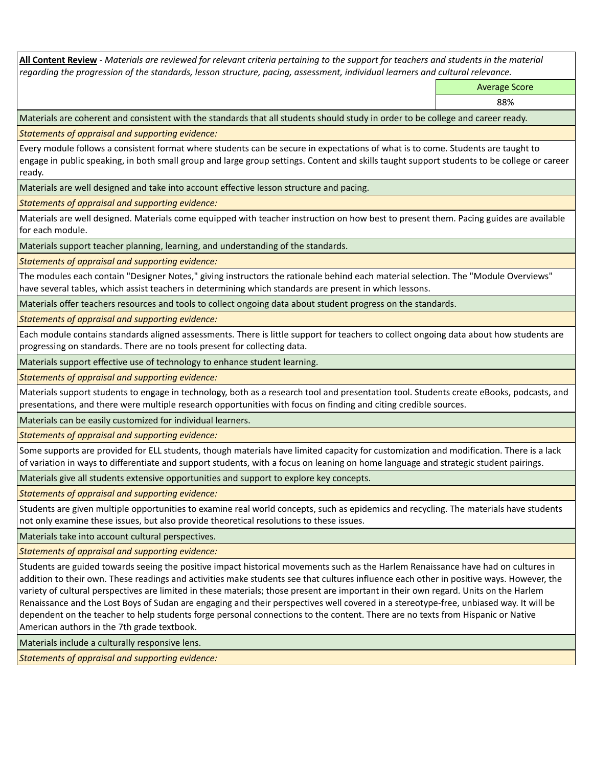**All Content Review** - *Materials are reviewed for relevant criteria pertaining to the support for teachers and students in the material regarding the progression of the standards, lesson structure, pacing, assessment, individual learners and cultural relevance.*

| | Average Score |
|---|---|
| | 88% |

Materials are coherent and consistent with the standards that all students should study in order to be college and career ready.

*Statements of appraisal and supporting evidence:*

Every module follows a consistent format where students can be secure in expectations of what is to come. Students are taught to engage in public speaking, in both small group and large group settings. Content and skills taught support students to be college or career ready.

Materials are well designed and take into account effective lesson structure and pacing.

*Statements of appraisal and supporting evidence:*

Materials are well designed. Materials come equipped with teacher instruction on how best to present them. Pacing guides are available for each module.

Materials support teacher planning, learning, and understanding of the standards.

*Statements of appraisal and supporting evidence:*

The modules each contain "Designer Notes," giving instructors the rationale behind each material selection. The "Module Overviews" have several tables, which assist teachers in determining which standards are present in which lessons.

Materials offer teachers resources and tools to collect ongoing data about student progress on the standards.

*Statements of appraisal and supporting evidence:*

Each module contains standards aligned assessments. There is little support for teachers to collect ongoing data about how students are progressing on standards. There are no tools present for collecting data.

Materials support effective use of technology to enhance student learning.

*Statements of appraisal and supporting evidence:*

Materials support students to engage in technology, both as a research tool and presentation tool. Students create eBooks, podcasts, and presentations, and there were multiple research opportunities with focus on finding and citing credible sources.

Materials can be easily customized for individual learners.

*Statements of appraisal and supporting evidence:*

Some supports are provided for ELL students, though materials have limited capacity for customization and modification. There is a lack of variation in ways to differentiate and support students, with a focus on leaning on home language and strategic student pairings.

Materials give all students extensive opportunities and support to explore key concepts.

*Statements of appraisal and supporting evidence:*

Students are given multiple opportunities to examine real world concepts, such as epidemics and recycling. The materials have students not only examine these issues, but also provide theoretical resolutions to these issues.

Materials take into account cultural perspectives.

*Statements of appraisal and supporting evidence:*

Students are guided towards seeing the positive impact historical movements such as the Harlem Renaissance have had on cultures in addition to their own. These readings and activities make students see that cultures influence each other in positive ways. However, the variety of cultural perspectives are limited in these materials; those present are important in their own regard. Units on the Harlem Renaissance and the Lost Boys of Sudan are engaging and their perspectives well covered in a stereotype-free, unbiased way. It will be dependent on the teacher to help students forge personal connections to the content. There are no texts from Hispanic or Native American authors in the 7th grade textbook.

Materials include a culturally responsive lens.

*Statements of appraisal and supporting evidence:*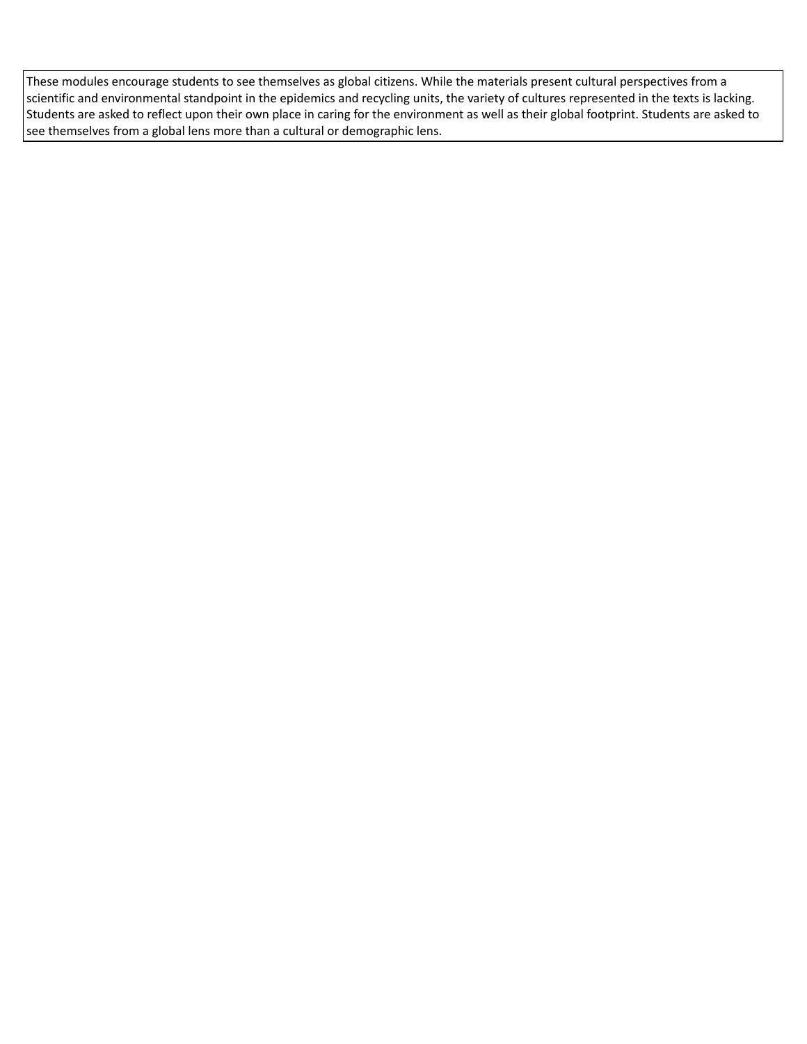These modules encourage students to see themselves as global citizens. While the materials present cultural perspectives from a scientific and environmental standpoint in the epidemics and recycling units, the variety of cultures represented in the texts is lacking. Students are asked to reflect upon their own place in caring for the environment as well as their global footprint. Students are asked to see themselves from a global lens more than a cultural or demographic lens.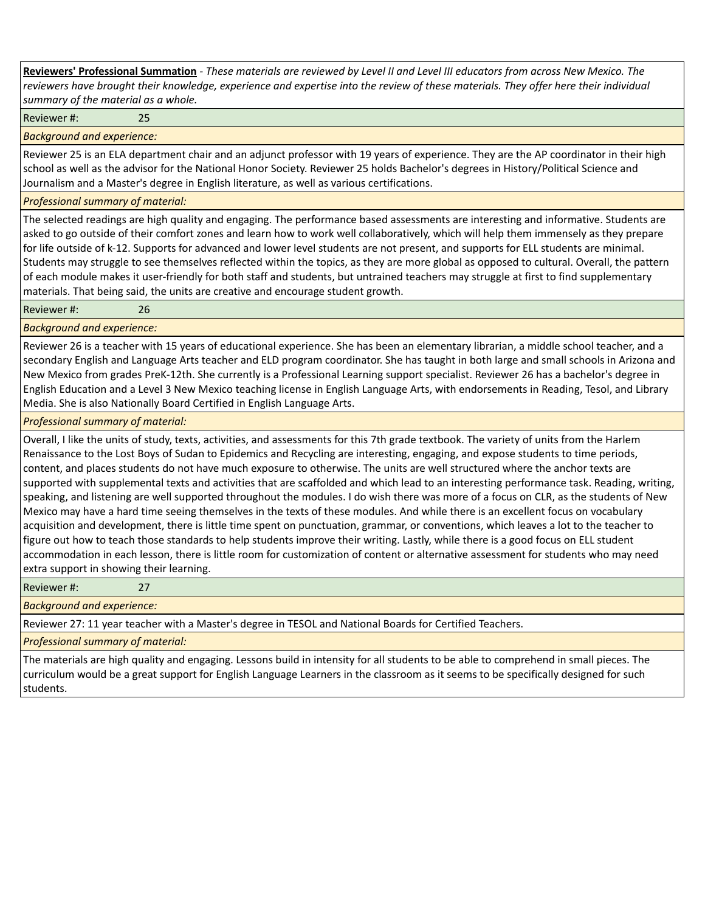**Reviewers' Professional Summation** - *These materials are reviewed by Level II and Level III educators from across New Mexico. The reviewers have brought their knowledge, experience and expertise into the review of these materials. They offer here their individual summary of the material as a whole.*

Reviewer #: 25

*Background and experience:*

Reviewer 25 is an ELA department chair and an adjunct professor with 19 years of experience. They are the AP coordinator in their high school as well as the advisor for the National Honor Society. Reviewer 25 holds Bachelor's degrees in History/Political Science and Journalism and a Master's degree in English literature, as well as various certifications.

*Professional summary of material:*

The selected readings are high quality and engaging. The performance based assessments are interesting and informative. Students are asked to go outside of their comfort zones and learn how to work well collaboratively, which will help them immensely as they prepare for life outside of k-12. Supports for advanced and lower level students are not present, and supports for ELL students are minimal. Students may struggle to see themselves reflected within the topics, as they are more global as opposed to cultural. Overall, the pattern of each module makes it user-friendly for both staff and students, but untrained teachers may struggle at first to find supplementary materials. That being said, the units are creative and encourage student growth.

Reviewer #: 26

*Background and experience:*

Reviewer 26 is a teacher with 15 years of educational experience. She has been an elementary librarian, a middle school teacher, and a secondary English and Language Arts teacher and ELD program coordinator. She has taught in both large and small schools in Arizona and New Mexico from grades PreK-12th. She currently is a Professional Learning support specialist. Reviewer 26 has a bachelor's degree in English Education and a Level 3 New Mexico teaching license in English Language Arts, with endorsements in Reading, Tesol, and Library Media. She is also Nationally Board Certified in English Language Arts.

*Professional summary of material:*

Overall, I like the units of study, texts, activities, and assessments for this 7th grade textbook. The variety of units from the Harlem Renaissance to the Lost Boys of Sudan to Epidemics and Recycling are interesting, engaging, and expose students to time periods, content, and places students do not have much exposure to otherwise. The units are well structured where the anchor texts are supported with supplemental texts and activities that are scaffolded and which lead to an interesting performance task. Reading, writing, speaking, and listening are well supported throughout the modules. I do wish there was more of a focus on CLR, as the students of New Mexico may have a hard time seeing themselves in the texts of these modules. And while there is an excellent focus on vocabulary acquisition and development, there is little time spent on punctuation, grammar, or conventions, which leaves a lot to the teacher to figure out how to teach those standards to help students improve their writing. Lastly, while there is a good focus on ELL student accommodation in each lesson, there is little room for customization of content or alternative assessment for students who may need extra support in showing their learning.

Reviewer #: 27

*Background and experience:*

Reviewer 27: 11 year teacher with a Master's degree in TESOL and National Boards for Certified Teachers.

*Professional summary of material:*

The materials are high quality and engaging. Lessons build in intensity for all students to be able to comprehend in small pieces. The curriculum would be a great support for English Language Learners in the classroom as it seems to be specifically designed for such students.